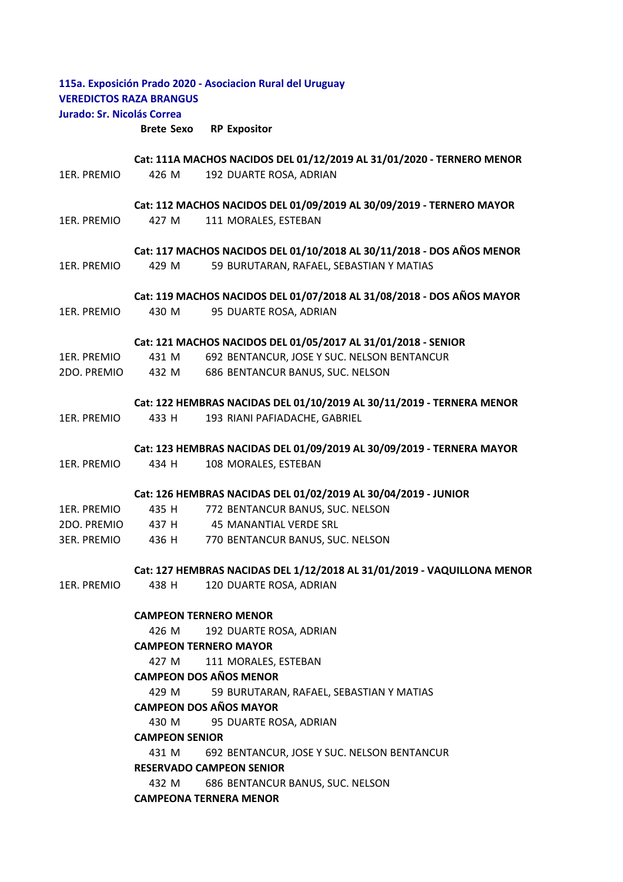**115a. Exposición Prado 2020 - Asociacion Rural del Uruguay**
**VEREDICTOS RAZA BRANGUS**
**Jurado: Sr. Nicolás Correa**

| | Brete | Sexo | RP | Expositor |
|---|---|---|---|---|
| | **Cat: 111A MACHOS NACIDOS DEL 01/12/2019 AL 31/01/2020 - TERNERO MENOR** | | | |
| 1ER. PREMIO | 426 | M | 192 | DUARTE ROSA, ADRIAN |
| | **Cat: 112 MACHOS NACIDOS DEL 01/09/2019 AL 30/09/2019 - TERNERO MAYOR** | | | |
| 1ER. PREMIO | 427 | M | 111 | MORALES, ESTEBAN |
| | **Cat: 117 MACHOS NACIDOS DEL 01/10/2018 AL 30/11/2018 - DOS AÑOS MENOR** | | | |
| 1ER. PREMIO | 429 | M | 59 | BURUTARAN, RAFAEL, SEBASTIAN Y MATIAS |
| | **Cat: 119 MACHOS NACIDOS DEL 01/07/2018 AL 31/08/2018 - DOS AÑOS MAYOR** | | | |
| 1ER. PREMIO | 430 | M | 95 | DUARTE ROSA, ADRIAN |
| | **Cat: 121 MACHOS NACIDOS DEL 01/05/2017 AL 31/01/2018 - SENIOR** | | | |
| 1ER. PREMIO | 431 | M | 692 | BENTANCUR, JOSE Y SUC. NELSON BENTANCUR |
| 2DO. PREMIO | 432 | M | 686 | BENTANCUR BANUS, SUC. NELSON |
| | **Cat: 122 HEMBRAS NACIDAS DEL 01/10/2019 AL 30/11/2019 - TERNERA MENOR** | | | |
| 1ER. PREMIO | 433 | H | 193 | RIANI PAFIADACHE, GABRIEL |
| | **Cat: 123 HEMBRAS NACIDAS DEL 01/09/2019 AL 30/09/2019 - TERNERA MAYOR** | | | |
| 1ER. PREMIO | 434 | H | 108 | MORALES, ESTEBAN |
| | **Cat: 126 HEMBRAS NACIDAS DEL 01/02/2019 AL 30/04/2019 - JUNIOR** | | | |
| 1ER. PREMIO | 435 | H | 772 | BENTANCUR BANUS, SUC. NELSON |
| 2DO. PREMIO | 437 | H | 45 | MANANTIAL VERDE SRL |
| 3ER. PREMIO | 436 | H | 770 | BENTANCUR BANUS, SUC. NELSON |
| | **Cat: 127 HEMBRAS NACIDAS DEL 1/12/2018 AL 31/01/2019 - VAQUILLONA MENOR** | | | |
| 1ER. PREMIO | 438 | H | 120 | DUARTE ROSA, ADRIAN |

**CAMPEON TERNERO MENOR**
426 M 192 DUARTE ROSA, ADRIAN

**CAMPEON TERNERO MAYOR**
427 M 111 MORALES, ESTEBAN

**CAMPEON DOS AÑOS MENOR**
429 M 59 BURUTARAN, RAFAEL, SEBASTIAN Y MATIAS

**CAMPEON DOS AÑOS MAYOR**
430 M 95 DUARTE ROSA, ADRIAN

**CAMPEON SENIOR**
431 M 692 BENTANCUR, JOSE Y SUC. NELSON BENTANCUR

**RESERVADO CAMPEON SENIOR**
432 M 686 BENTANCUR BANUS, SUC. NELSON

**CAMPEONA TERNERA MENOR**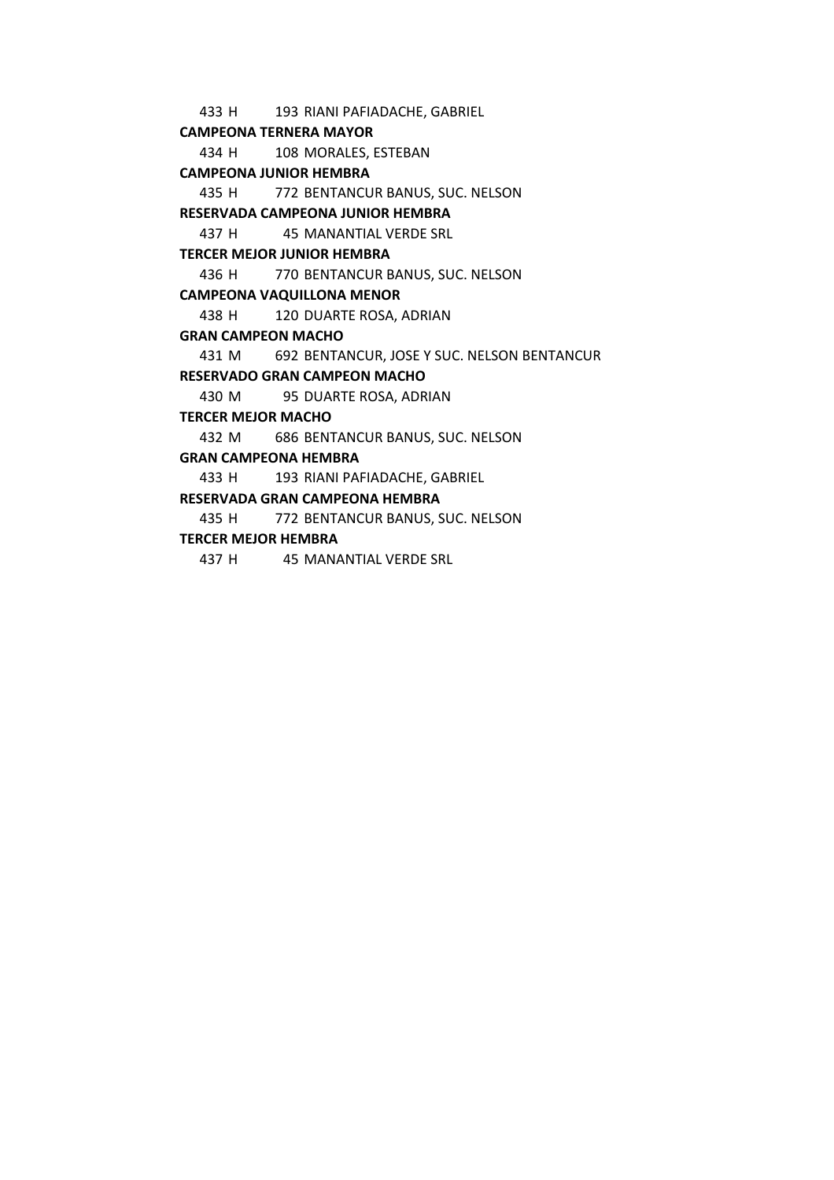433 H 193 RIANI PAFIADACHE, GABRIEL

**CAMPEONA TERNERA MAYOR**

434 H 108 MORALES, ESTEBAN

**CAMPEONA JUNIOR HEMBRA**

435 H 772 BENTANCUR BANUS, SUC. NELSON

**RESERVADA CAMPEONA JUNIOR HEMBRA**

437 H 45 MANANTIAL VERDE SRL

**TERCER MEJOR JUNIOR HEMBRA**

436 H 770 BENTANCUR BANUS, SUC. NELSON

**CAMPEONA VAQUILLONA MENOR**

438 H 120 DUARTE ROSA, ADRIAN

**GRAN CAMPEON MACHO**

431 M 692 BENTANCUR, JOSE Y SUC. NELSON BENTANCUR

**RESERVADO GRAN CAMPEON MACHO**

430 M 95 DUARTE ROSA, ADRIAN

**TERCER MEJOR MACHO**

432 M 686 BENTANCUR BANUS, SUC. NELSON

**GRAN CAMPEONA HEMBRA**

433 H 193 RIANI PAFIADACHE, GABRIEL

**RESERVADA GRAN CAMPEONA HEMBRA**

435 H 772 BENTANCUR BANUS, SUC. NELSON

**TERCER MEJOR HEMBRA**

437 H 45 MANANTIAL VERDE SRL